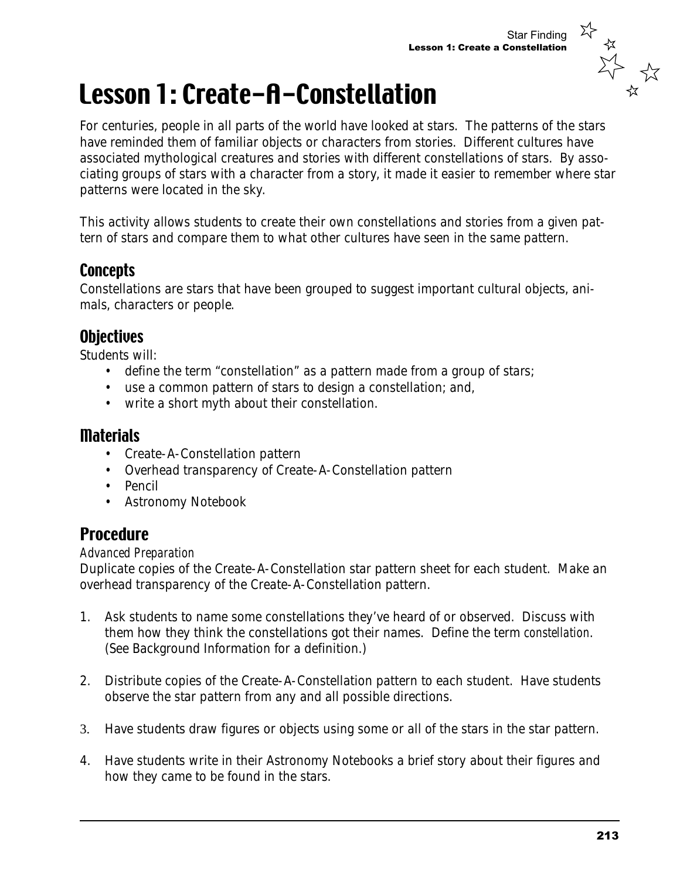# Lesson 1: Create-A-Constellation

For centuries, people in all parts of the world have looked at stars. The patterns of the stars have reminded them of familiar objects or characters from stories. Different cultures have associated mythological creatures and stories with different constellations of stars. By associating groups of stars with a character from a story, it made it easier to remember where star patterns were located in the sky.

This activity allows students to create their own constellations and stories from a given pattern of stars and compare them to what other cultures have seen in the same pattern.

## Concepts

Constellations are stars that have been grouped to suggest important cultural objects, animals, characters or people.

## Objectives

Students will:

- define the term "constellation" as a pattern made from a group of stars;
- use a common pattern of stars to design a constellation; and,
- write a short myth about their constellation.

## Materials

- Create-A-Constellation pattern
- Overhead transparency of Create-A-Constellation pattern
- Pencil
- Astronomy Notebook

## Procedure

*Advanced Preparation*

Duplicate copies of the Create-A-Constellation star pattern sheet for each student. Make an overhead transparency of the Create-A-Constellation pattern.

1. Ask students to name some constellations they've heard of or observed. Discuss with them how they think the constellations got their names. Define the term *constellation*. (See Background Information for a definition.)

2. Distribute copies of the Create-A-Constellation pattern to each student. Have students observe the star pattern from any and all possible directions.

3. Have students draw figures or objects using some or all of the stars in the star pattern.

4. Have students write in their Astronomy Notebooks a brief story about their figures and how they came to be found in the stars.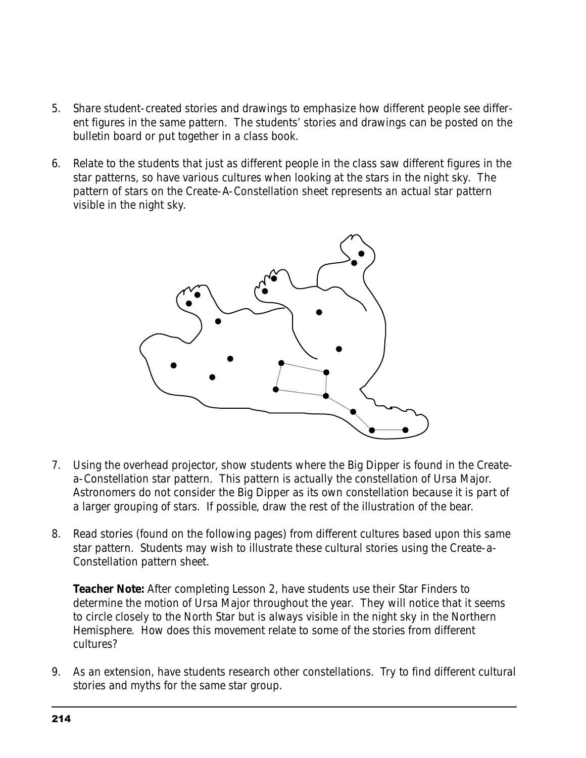5. Share student-created stories and drawings to emphasize how different people see different figures in the same pattern. The students' stories and drawings can be posted on the bulletin board or put together in a class book.

6. Relate to the students that just as different people in the class saw different figures in the star patterns, so have various cultures when looking at the stars in the night sky. The pattern of stars on the Create-A-Constellation sheet represents an actual star pattern visible in the night sky.

7. Using the overhead projector, show students where the Big Dipper is found in the Create-a-Constellation star pattern. This pattern is actually the constellation of Ursa Major. Astronomers do not consider the Big Dipper as its own constellation because it is part of a larger grouping of stars. If possible, draw the rest of the illustration of the bear.

8. Read stories (found on the following pages) from different cultures based upon this same star pattern. Students may wish to illustrate these cultural stories using the Create-a-Constellation pattern sheet.

   **Teacher Note:** After completing Lesson 2, have students use their Star Finders to determine the motion of Ursa Major throughout the year. They will notice that it seems to circle closely to the North Star but is always visible in the night sky in the Northern Hemisphere. How does this movement relate to some of the stories from different cultures?

9. As an extension, have students research other constellations. Try to find different cultural stories and myths for the same star group.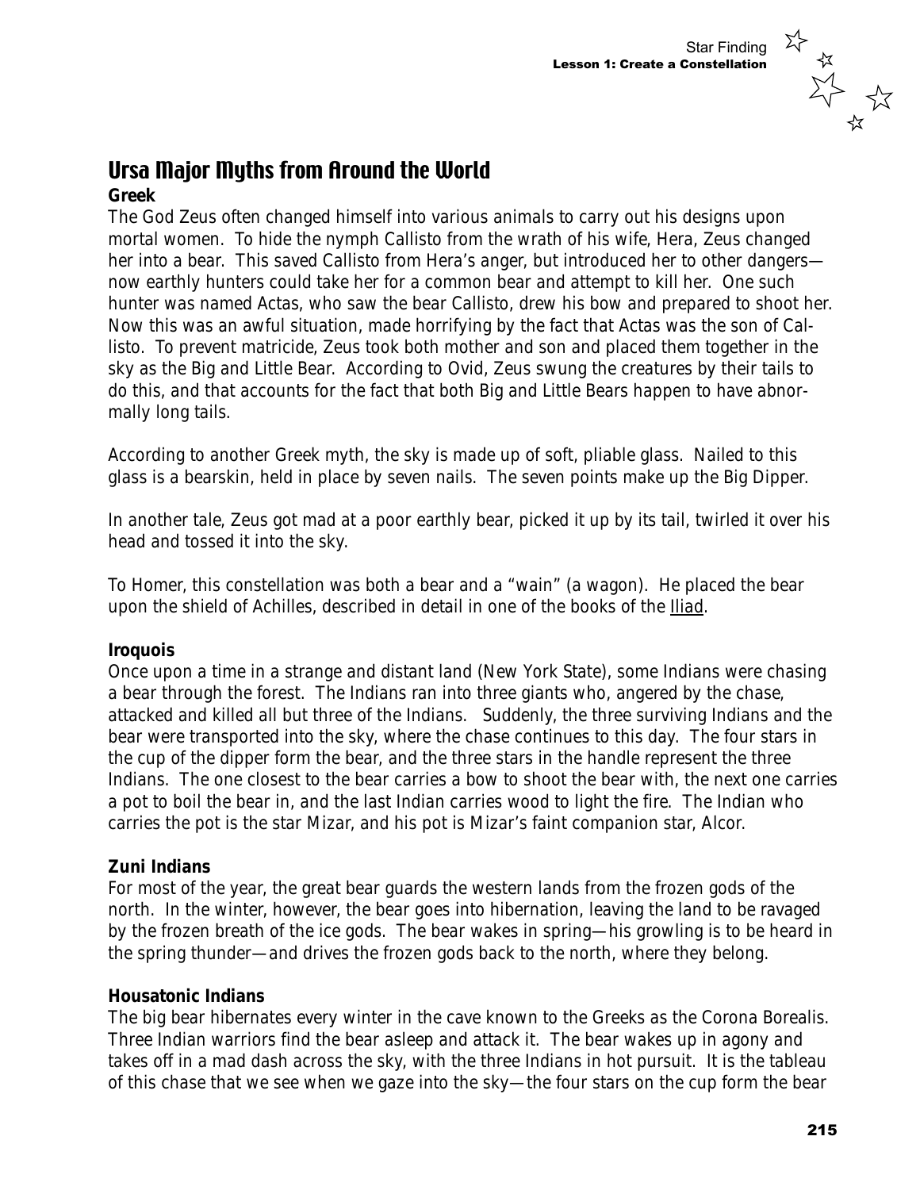## Ursa Major Myths from Around the World

**Greek**

The God Zeus often changed himself into various animals to carry out his designs upon mortal women. To hide the nymph Callisto from the wrath of his wife, Hera, Zeus changed her into a bear. This saved Callisto from Hera's anger, but introduced her to other dangers—now earthly hunters could take her for a common bear and attempt to kill her. One such hunter was named Actas, who saw the bear Callisto, drew his bow and prepared to shoot her. Now this was an awful situation, made horrifying by the fact that Actas was the son of Callisto. To prevent matricide, Zeus took both mother and son and placed them together in the sky as the Big and Little Bear. According to Ovid, Zeus swung the creatures by their tails to do this, and that accounts for the fact that both Big and Little Bears happen to have abnormally long tails.

According to another Greek myth, the sky is made up of soft, pliable glass. Nailed to this glass is a bearskin, held in place by seven nails. The seven points make up the Big Dipper.

In another tale, Zeus got mad at a poor earthly bear, picked it up by its tail, twirled it over his head and tossed it into the sky.

To Homer, this constellation was both a bear and a "wain" (a wagon). He placed the bear upon the shield of Achilles, described in detail in one of the books of the Iliad.

**Iroquois**

Once upon a time in a strange and distant land (New York State), some Indians were chasing a bear through the forest. The Indians ran into three giants who, angered by the chase, attacked and killed all but three of the Indians. Suddenly, the three surviving Indians and the bear were transported into the sky, where the chase continues to this day. The four stars in the cup of the dipper form the bear, and the three stars in the handle represent the three Indians. The one closest to the bear carries a bow to shoot the bear with, the next one carries a pot to boil the bear in, and the last Indian carries wood to light the fire. The Indian who carries the pot is the star Mizar, and his pot is Mizar's faint companion star, Alcor.

**Zuni Indians**

For most of the year, the great bear guards the western lands from the frozen gods of the north. In the winter, however, the bear goes into hibernation, leaving the land to be ravaged by the frozen breath of the ice gods. The bear wakes in spring—his growling is to be heard in the spring thunder—and drives the frozen gods back to the north, where they belong.

**Housatonic Indians**

The big bear hibernates every winter in the cave known to the Greeks as the Corona Borealis. Three Indian warriors find the bear asleep and attack it. The bear wakes up in agony and takes off in a mad dash across the sky, with the three Indians in hot pursuit. It is the tableau of this chase that we see when we gaze into the sky—the four stars on the cup form the bear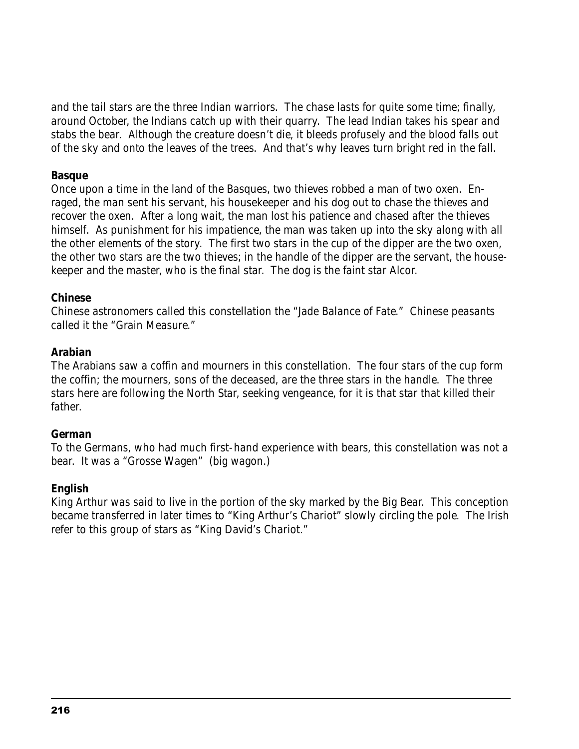and the tail stars are the three Indian warriors. The chase lasts for quite some time; finally, around October, the Indians catch up with their quarry. The lead Indian takes his spear and stabs the bear. Although the creature doesn't die, it bleeds profusely and the blood falls out of the sky and onto the leaves of the trees. And that's why leaves turn bright red in the fall.

**Basque**

Once upon a time in the land of the Basques, two thieves robbed a man of two oxen. Enraged, the man sent his servant, his housekeeper and his dog out to chase the thieves and recover the oxen. After a long wait, the man lost his patience and chased after the thieves himself. As punishment for his impatience, the man was taken up into the sky along with all the other elements of the story. The first two stars in the cup of the dipper are the two oxen, the other two stars are the two thieves; in the handle of the dipper are the servant, the housekeeper and the master, who is the final star. The dog is the faint star Alcor.

**Chinese**

Chinese astronomers called this constellation the "Jade Balance of Fate." Chinese peasants called it the "Grain Measure."

**Arabian**

The Arabians saw a coffin and mourners in this constellation. The four stars of the cup form the coffin; the mourners, sons of the deceased, are the three stars in the handle. The three stars here are following the North Star, seeking vengeance, for it is that star that killed their father.

**German**

To the Germans, who had much first-hand experience with bears, this constellation was not a bear. It was a "Grosse Wagen" (big wagon.)

**English**

King Arthur was said to live in the portion of the sky marked by the Big Bear. This conception became transferred in later times to "King Arthur's Chariot" slowly circling the pole. The Irish refer to this group of stars as "King David's Chariot."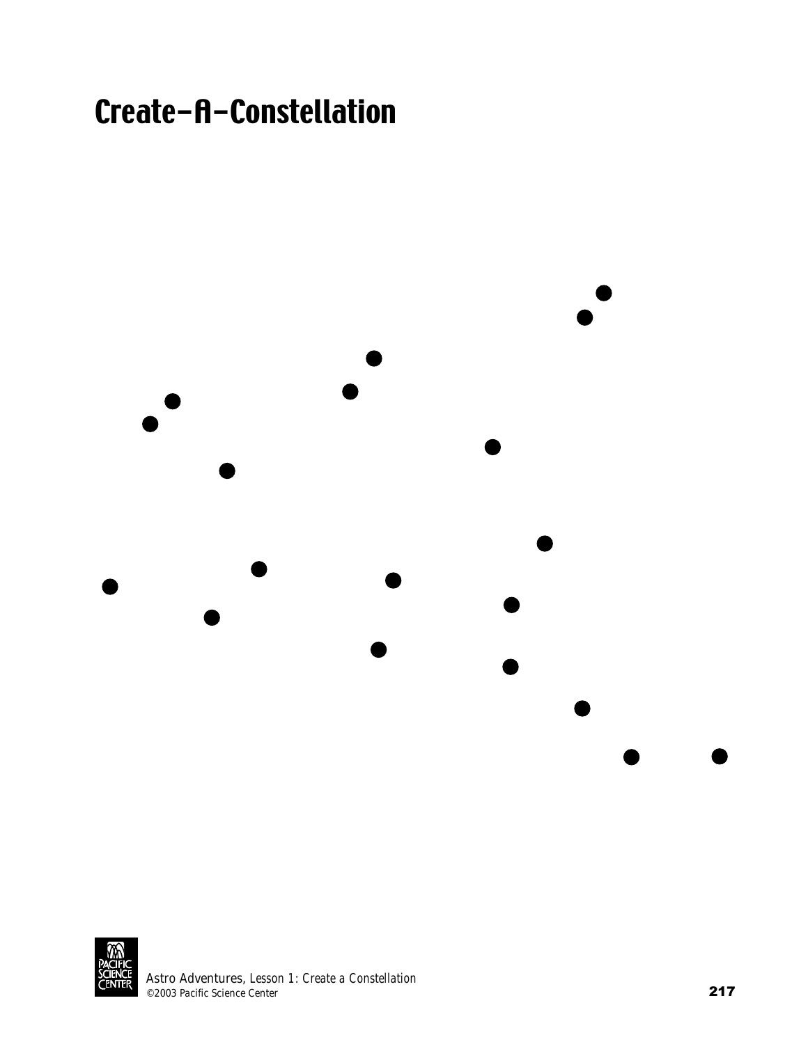# Create-A-Constellation

*Astro Adventures, Lesson 1: Create a Constellation*
*©2003 Pacific Science Center*